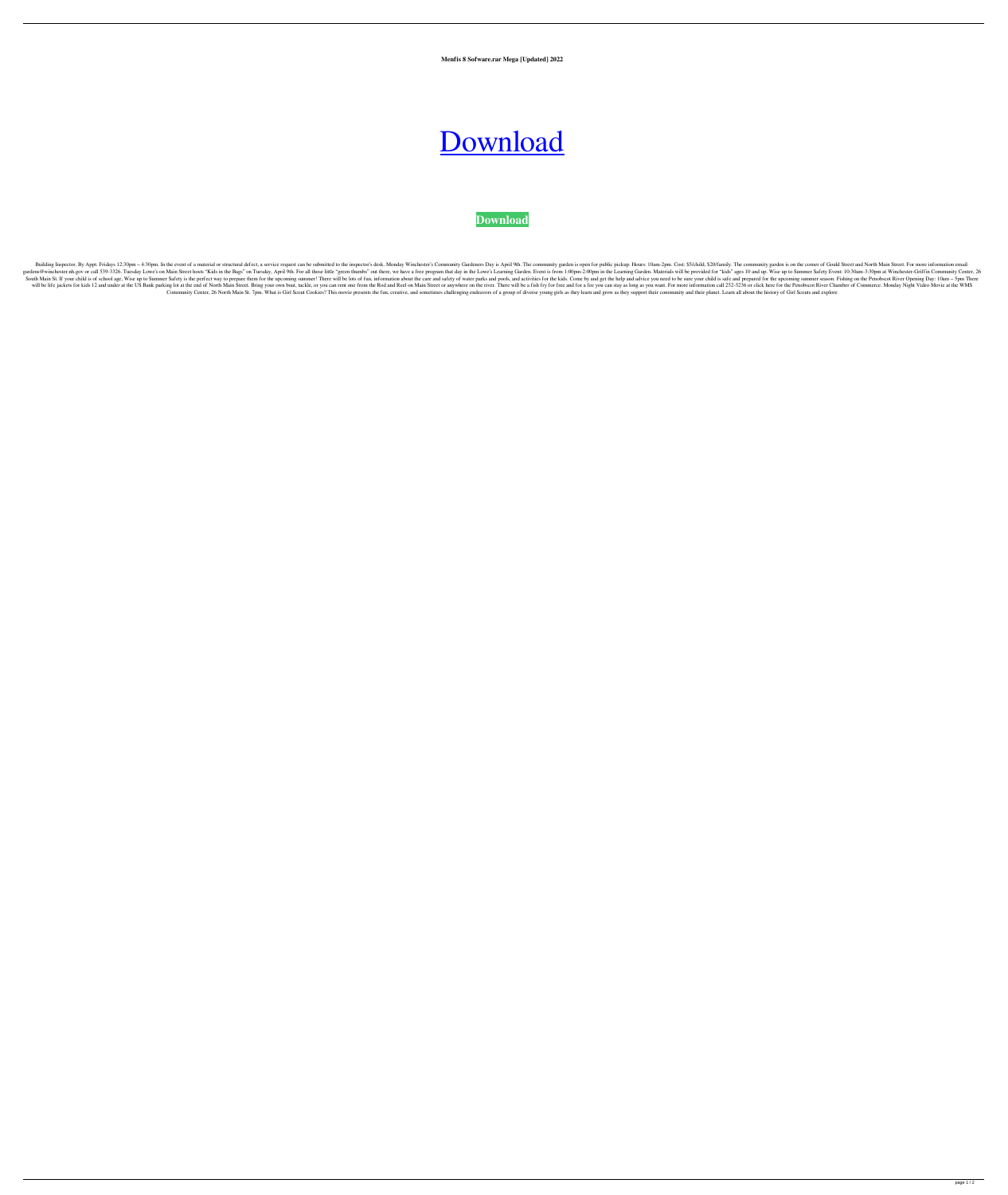**Menfis 8 Sofware.rar Mega [Updated] 2022**

# [Download](#)

**Download**

Building Inspector. By Appt. Fridays 12:30pm – 4:30pm. In the event of a material or structural defect, a service request can be submitted to the inspector's desk. Monday Winchester's Community Gardeners Day is April 9th. The community garden is open for public pickup. Hours: 10am-2pm. Cost: $5/child, $20/family. The community garden is on the corner of Gould Street and North Main Street. For more information email: gardens@winchester.nh.gov or call 539-3326. Tuesday Lowe's on Main Street hosts "Kids in the Bags" on Tuesday, April 9th. For all those little "green thumbs" out there, we have a free program that day in the Lowe's Learning Garden. Event is from 1:00pm-2:00pm in the Learning Garden. Materials will be provided for "kids" ages 10 and up. Wise up to Summer Safety Event: 10:30am-3:30pm at Winchester-Griffin Community Center, 26 South Main St. If your child is of school age, Wise up to Summer Safety is the perfect way to prepare them for the upcoming summer! There will be lots of fun, information about the care and safety of water parks and pools, and activities for the kids. Come by and get the help and advice you need to be sure your child is safe and prepared for the upcoming summer season. Fishing on the Penobscot River Opening Day: 10am – 5pm There will be life jackets for kids 12 and under at the US Bank parking lot at the end of North Main Street. Bring your own boat, tackle, or you can rent one from the Rod and Reel on Main Street or anywhere on the river. There will be a fish fry for free and for a fee you can stay as long as you want. For more information call 252-5236 or click here for the Penobscot River Chamber of Commerce. Monday Night Video Movie at the WMS Community Center, 26 North Main St. 7pm. What is Girl Scout Cookies? This movie presents the fun, creative, and sometimes challenging endeavors of a group of diverse young girls as they learn and grow as they support their community and their planet. Learn all about the history of Girl Scouts and explore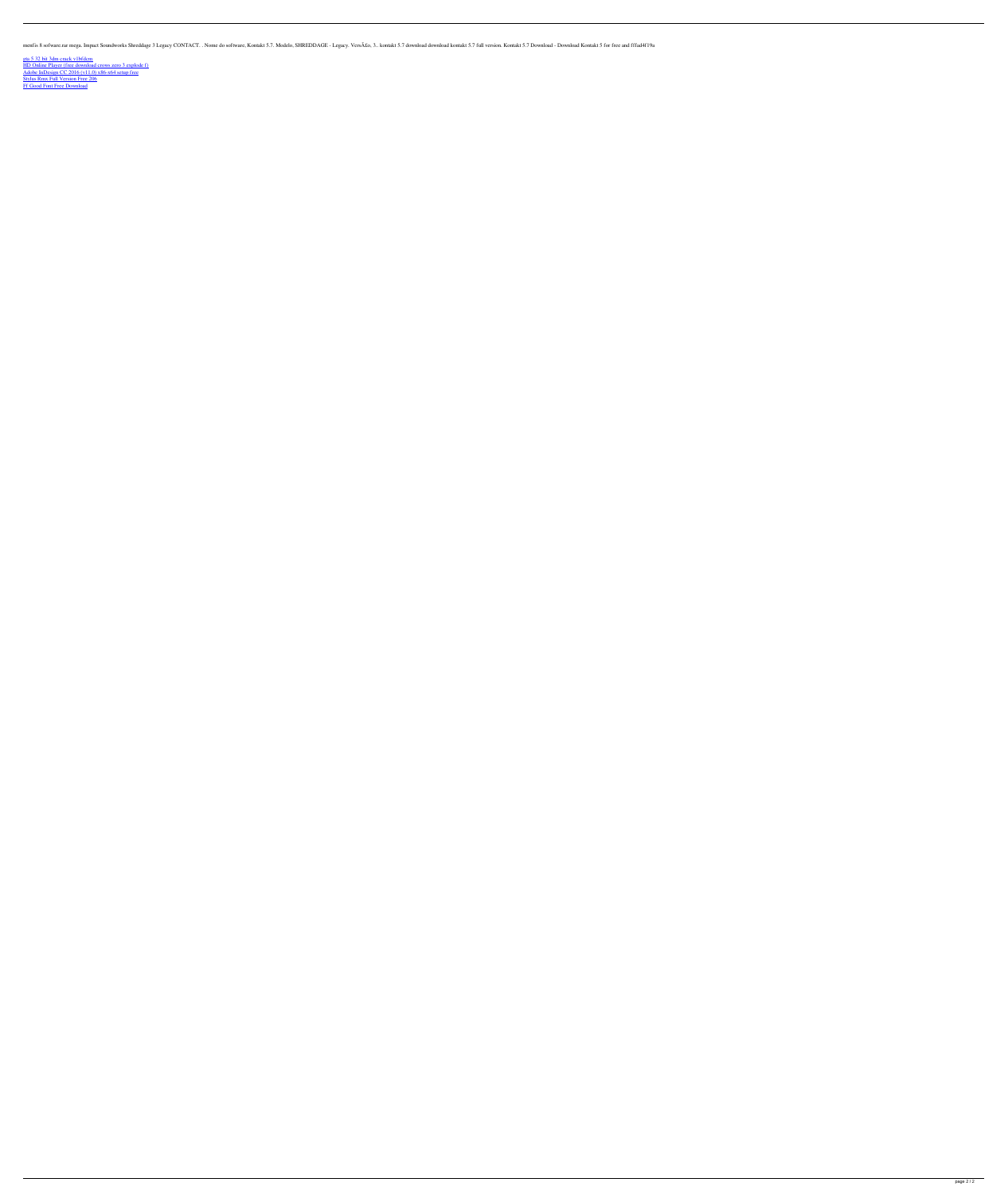menfis 8 sofware.rar mega. Impact Soundworks Shreddage 3 Legacy CONTACT. . Nome do software, Kontakt 5.7. Modelo, SHREDDAGE - Legacy. VersÃ£o, 3.. kontakt 5.7 download download kontakt 5.7 full version. Kontakt 5.7 Download - Download Kontakt 5 for free and fffad4f19a

eta 5 32 bit 3dm crack v1b€dem
HD Online Player (free download crows zero 3 explode f)
Adobe InDesign CC 2016 (v11.0) x86-x64 setup free
Stylus Rmx Full Version Free 206
Ff Good Font Free Download